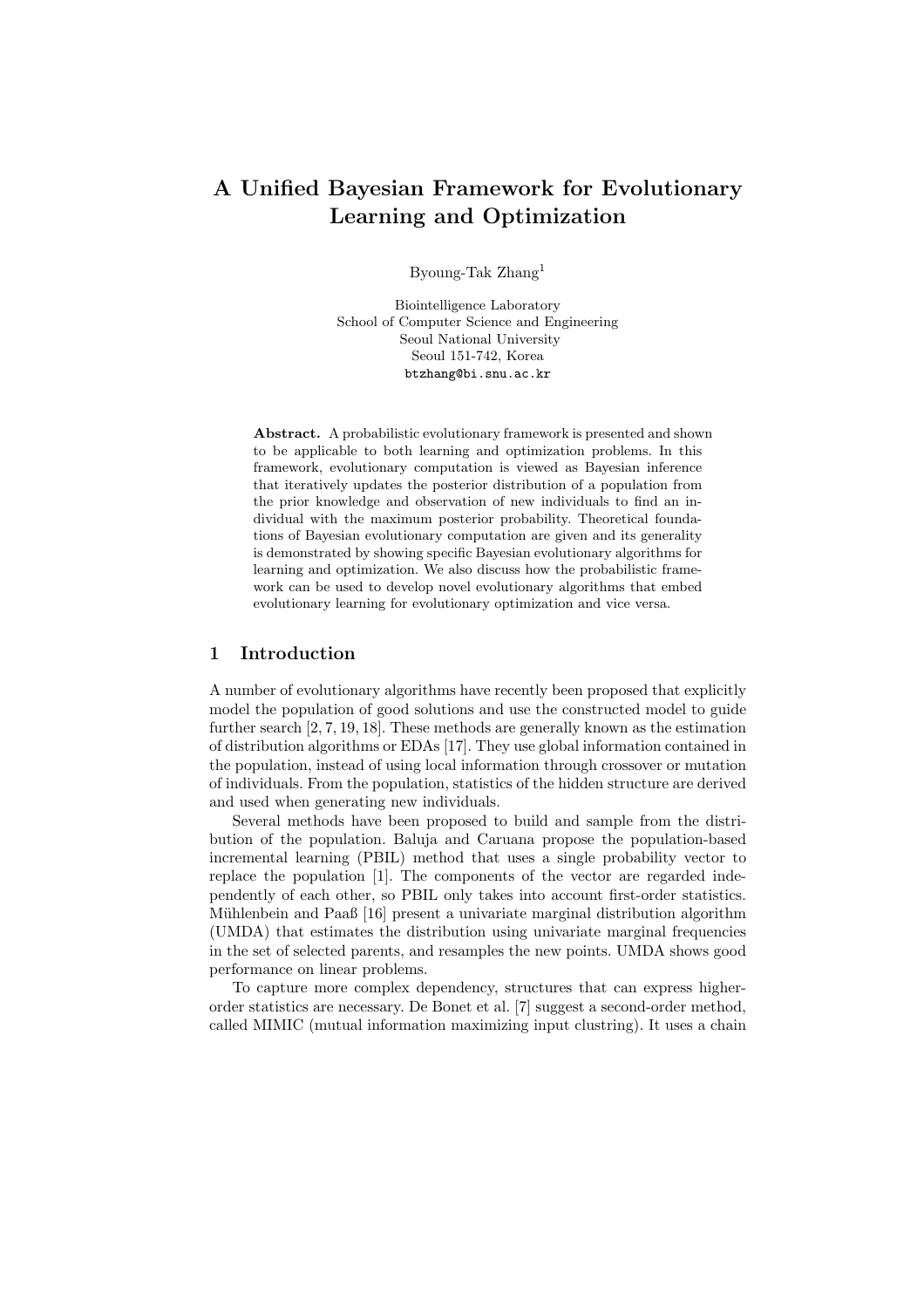# A Unified Bayesian Framework for Evolutionary Learning and Optimization

Byoung-Tak Zhang[1]

Biointelligence Laboratory
School of Computer Science and Engineering
Seoul National University
Seoul 151-742, Korea
btzhang@bi.snu.ac.kr

**Abstract.** A probabilistic evolutionary framework is presented and shown to be applicable to both learning and optimization problems. In this framework, evolutionary computation is viewed as Bayesian inference that iteratively updates the posterior distribution of a population from the prior knowledge and observation of new individuals to find an individual with the maximum posterior probability. Theoretical foundations of Bayesian evolutionary computation are given and its generality is demonstrated by showing specific Bayesian evolutionary algorithms for learning and optimization. We also discuss how the probabilistic framework can be used to develop novel evolutionary algorithms that embed evolutionary learning for evolutionary optimization and vice versa.

## 1 Introduction

A number of evolutionary algorithms have recently been proposed that explicitly model the population of good solutions and use the constructed model to guide further search [2, 7, 19, 18]. These methods are generally known as the estimation of distribution algorithms or EDAs [17]. They use global information contained in the population, instead of using local information through crossover or mutation of individuals. From the population, statistics of the hidden structure are derived and used when generating new individuals.

Several methods have been proposed to build and sample from the distribution of the population. Baluja and Caruana propose the population-based incremental learning (PBIL) method that uses a single probability vector to replace the population [1]. The components of the vector are regarded independently of each other, so PBIL only takes into account first-order statistics. Mühlenbein and Paaß [16] present a univariate marginal distribution algorithm (UMDA) that estimates the distribution using univariate marginal frequencies in the set of selected parents, and resamples the new points. UMDA shows good performance on linear problems.

To capture more complex dependency, structures that can express higher-order statistics are necessary. De Bonet et al. [7] suggest a second-order method, called MIMIC (mutual information maximizing input clustring). It uses a chain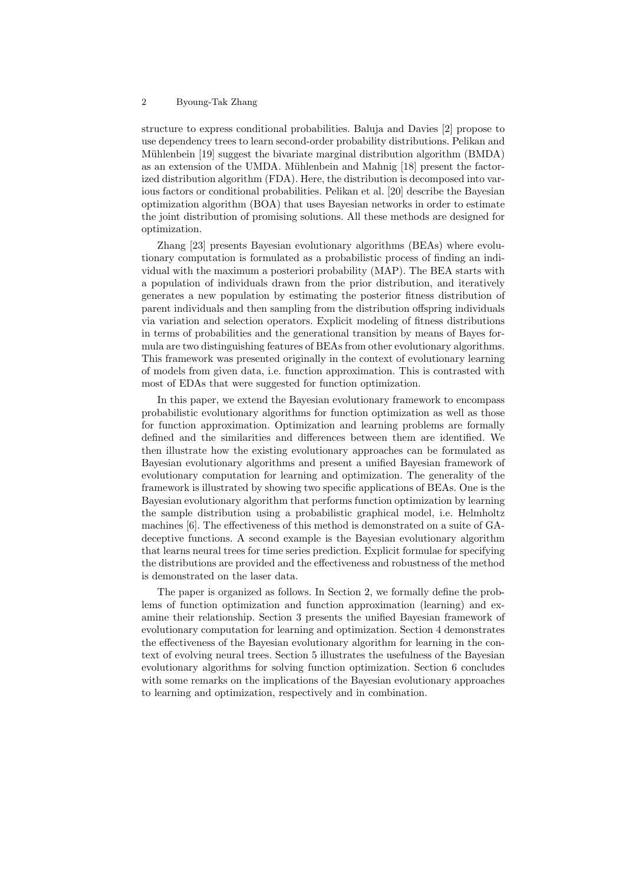structure to express conditional probabilities. Baluja and Davies [2] propose to use dependency trees to learn second-order probability distributions. Pelikan and Mühlenbein [19] suggest the bivariate marginal distribution algorithm (BMDA) as an extension of the UMDA. Mühlenbein and Mahnig [18] present the factorized distribution algorithm (FDA). Here, the distribution is decomposed into various factors or conditional probabilities. Pelikan et al. [20] describe the Bayesian optimization algorithm (BOA) that uses Bayesian networks in order to estimate the joint distribution of promising solutions. All these methods are designed for optimization.

Zhang [23] presents Bayesian evolutionary algorithms (BEAs) where evolutionary computation is formulated as a probabilistic process of finding an individual with the maximum a posteriori probability (MAP). The BEA starts with a population of individuals drawn from the prior distribution, and iteratively generates a new population by estimating the posterior fitness distribution of parent individuals and then sampling from the distribution offspring individuals via variation and selection operators. Explicit modeling of fitness distributions in terms of probabilities and the generational transition by means of Bayes formula are two distinguishing features of BEAs from other evolutionary algorithms. This framework was presented originally in the context of evolutionary learning of models from given data, i.e. function approximation. This is contrasted with most of EDAs that were suggested for function optimization.

In this paper, we extend the Bayesian evolutionary framework to encompass probabilistic evolutionary algorithms for function optimization as well as those for function approximation. Optimization and learning problems are formally defined and the similarities and differences between them are identified. We then illustrate how the existing evolutionary approaches can be formulated as Bayesian evolutionary algorithms and present a unified Bayesian framework of evolutionary computation for learning and optimization. The generality of the framework is illustrated by showing two specific applications of BEAs. One is the Bayesian evolutionary algorithm that performs function optimization by learning the sample distribution using a probabilistic graphical model, i.e. Helmholtz machines [6]. The effectiveness of this method is demonstrated on a suite of GA-deceptive functions. A second example is the Bayesian evolutionary algorithm that learns neural trees for time series prediction. Explicit formulae for specifying the distributions are provided and the effectiveness and robustness of the method is demonstrated on the laser data.

The paper is organized as follows. In Section 2, we formally define the problems of function optimization and function approximation (learning) and examine their relationship. Section 3 presents the unified Bayesian framework of evolutionary computation for learning and optimization. Section 4 demonstrates the effectiveness of the Bayesian evolutionary algorithm for learning in the context of evolving neural trees. Section 5 illustrates the usefulness of the Bayesian evolutionary algorithms for solving function optimization. Section 6 concludes with some remarks on the implications of the Bayesian evolutionary approaches to learning and optimization, respectively and in combination.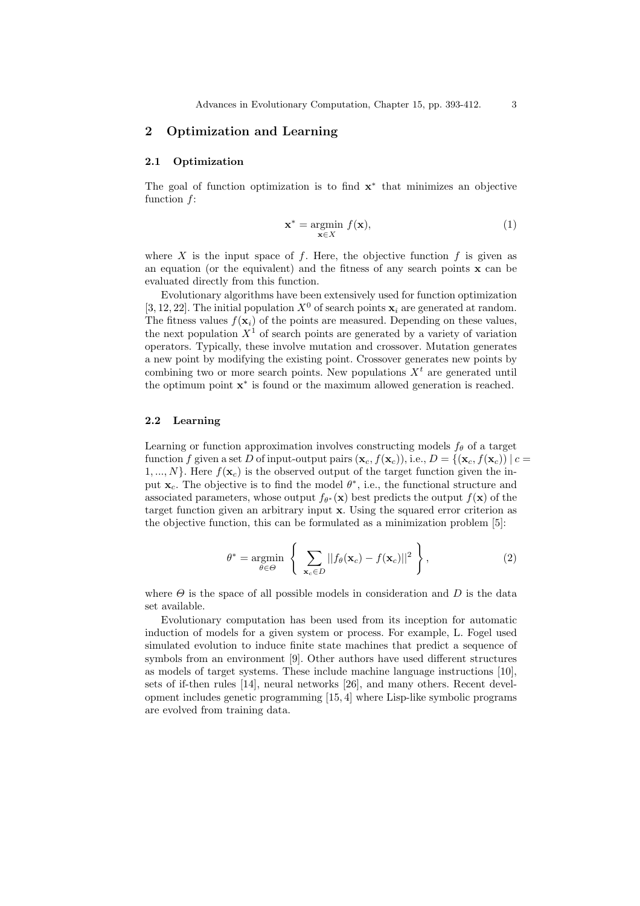## 2 Optimization and Learning

### 2.1 Optimization

The goal of function optimization is to find $\mathbf{x}^*$ that minimizes an objective function $f$:

$$\mathbf{x}^* = \underset{\mathbf{x} \in X}{\operatorname{argmin}} \; f(\mathbf{x}), \tag{1}$$

where $X$ is the input space of $f$. Here, the objective function $f$ is given as an equation (or the equivalent) and the fitness of any search points $\mathbf{x}$ can be evaluated directly from this function.

Evolutionary algorithms have been extensively used for function optimization [3, 12, 22]. The initial population $X^0$ of search points $\mathbf{x}_i$ are generated at random. The fitness values $f(\mathbf{x}_i)$ of the points are measured. Depending on these values, the next population $X^1$ of search points are generated by a variety of variation operators. Typically, these involve mutation and crossover. Mutation generates a new point by modifying the existing point. Crossover generates new points by combining two or more search points. New populations $X^t$ are generated until the optimum point $\mathbf{x}^*$ is found or the maximum allowed generation is reached.

### 2.2 Learning

Learning or function approximation involves constructing models $f_\theta$ of a target function $f$ given a set $D$ of input-output pairs $(\mathbf{x}_c, f(\mathbf{x}_c))$, i.e., $D = \{(\mathbf{x}_c, f(\mathbf{x}_c)) \mid c = 1, ..., N\}$. Here $f(\mathbf{x}_c)$ is the observed output of the target function given the input $\mathbf{x}_c$. The objective is to find the model $\theta^*$, i.e., the functional structure and associated parameters, whose output $f_{\theta^*}(\mathbf{x})$ best predicts the output $f(\mathbf{x})$ of the target function given an arbitrary input $\mathbf{x}$. Using the squared error criterion as the objective function, this can be formulated as a minimization problem [5]:

$$\theta^* = \underset{\theta \in \Theta}{\operatorname{argmin}} \left\{ \sum_{\mathbf{x}_c \in D} ||f_\theta(\mathbf{x}_c) - f(\mathbf{x}_c)||^2 \right\}, \tag{2}$$

where $\Theta$ is the space of all possible models in consideration and $D$ is the data set available.

Evolutionary computation has been used from its inception for automatic induction of models for a given system or process. For example, L. Fogel used simulated evolution to induce finite state machines that predict a sequence of symbols from an environment [9]. Other authors have used different structures as models of target systems. These include machine language instructions [10], sets of if-then rules [14], neural networks [26], and many others. Recent development includes genetic programming [15, 4] where Lisp-like symbolic programs are evolved from training data.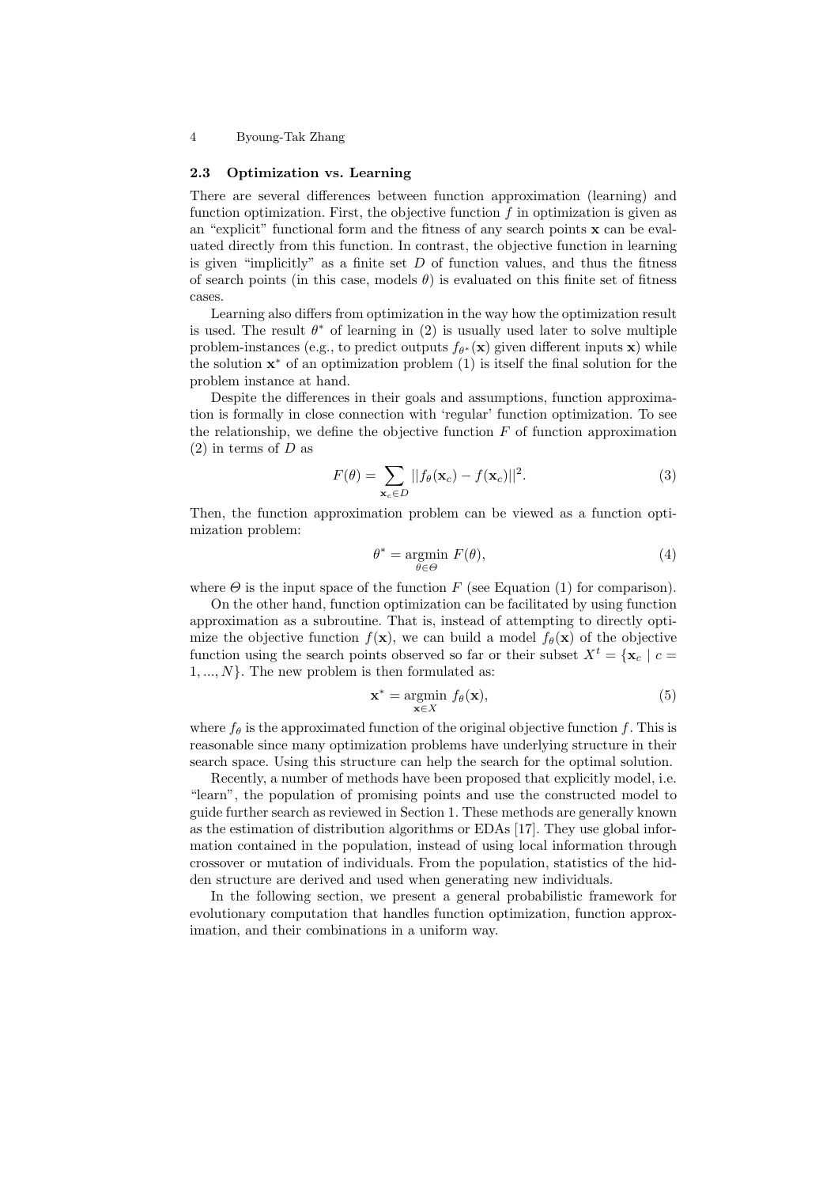### 2.3 Optimization vs. Learning

There are several differences between function approximation (learning) and function optimization. First, the objective function $f$ in optimization is given as an "explicit" functional form and the fitness of any search points $\mathbf{x}$ can be evaluated directly from this function. In contrast, the objective function in learning is given "implicitly" as a finite set $D$ of function values, and thus the fitness of search points (in this case, models $\theta$) is evaluated on this finite set of fitness cases.

Learning also differs from optimization in the way how the optimization result is used. The result $\theta^*$ of learning in (2) is usually used later to solve multiple problem-instances (e.g., to predict outputs $f_{\theta^*}(\mathbf{x})$ given different inputs $\mathbf{x}$) while the solution $\mathbf{x}^*$ of an optimization problem (1) is itself the final solution for the problem instance at hand.

Despite the differences in their goals and assumptions, function approximation is formally in close connection with 'regular' function optimization. To see the relationship, we define the objective function $F$ of function approximation (2) in terms of $D$ as

$$F(\theta) = \sum_{\mathbf{x}_c \in D} ||f_\theta(\mathbf{x}_c) - f(\mathbf{x}_c)||^2. \tag{3}$$

Then, the function approximation problem can be viewed as a function optimization problem:

$$\theta^* = \underset{\theta \in \Theta}{\operatorname{argmin}} \; F(\theta), \tag{4}$$

where $\Theta$ is the input space of the function $F$ (see Equation (1) for comparison).

On the other hand, function optimization can be facilitated by using function approximation as a subroutine. That is, instead of attempting to directly optimize the objective function $f(\mathbf{x})$, we can build a model $f_\theta(\mathbf{x})$ of the objective function using the search points observed so far or their subset $X^t = \{\mathbf{x}_c \mid c = 1, ..., N\}$. The new problem is then formulated as:

$$\mathbf{x}^* = \underset{\mathbf{x} \in X}{\operatorname{argmin}} \; f_\theta(\mathbf{x}), \tag{5}$$

where $f_\theta$ is the approximated function of the original objective function $f$. This is reasonable since many optimization problems have underlying structure in their search space. Using this structure can help the search for the optimal solution.

Recently, a number of methods have been proposed that explicitly model, i.e. "learn", the population of promising points and use the constructed model to guide further search as reviewed in Section 1. These methods are generally known as the estimation of distribution algorithms or EDAs [17]. They use global information contained in the population, instead of using local information through crossover or mutation of individuals. From the population, statistics of the hidden structure are derived and used when generating new individuals.

In the following section, we present a general probabilistic framework for evolutionary computation that handles function optimization, function approximation, and their combinations in a uniform way.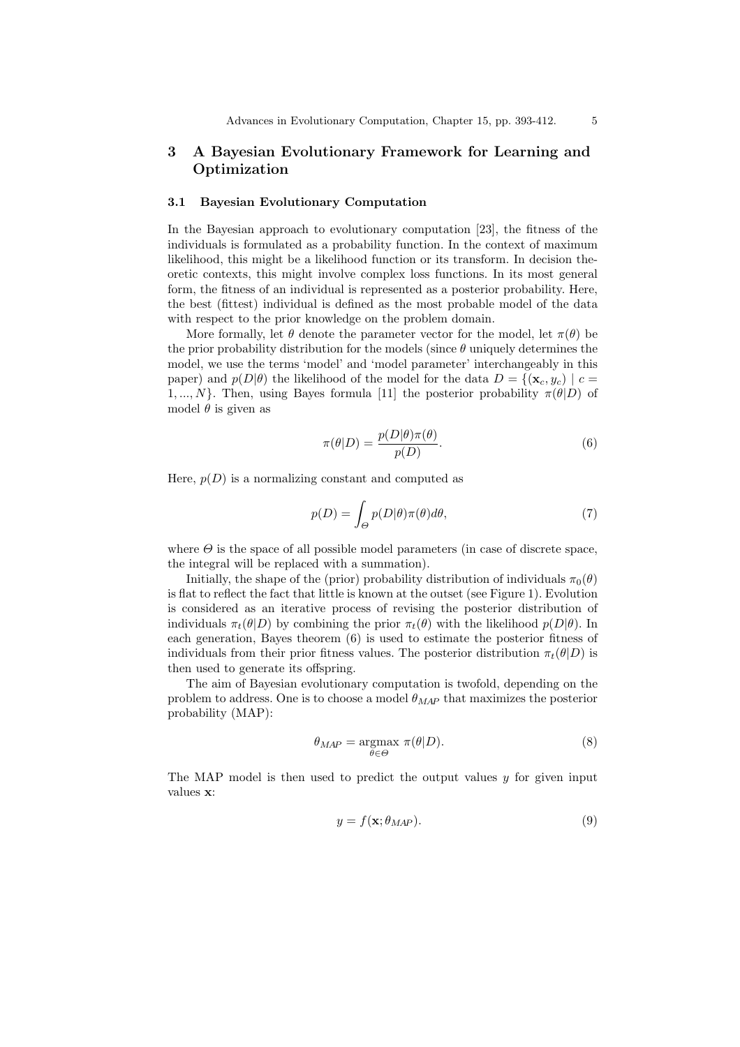## 3 A Bayesian Evolutionary Framework for Learning and Optimization

### 3.1 Bayesian Evolutionary Computation

In the Bayesian approach to evolutionary computation [23], the fitness of the individuals is formulated as a probability function. In the context of maximum likelihood, this might be a likelihood function or its transform. In decision theoretic contexts, this might involve complex loss functions. In its most general form, the fitness of an individual is represented as a posterior probability. Here, the best (fittest) individual is defined as the most probable model of the data with respect to the prior knowledge on the problem domain.

More formally, let $\theta$ denote the parameter vector for the model, let $\pi(\theta)$ be the prior probability distribution for the models (since $\theta$ uniquely determines the model, we use the terms 'model' and 'model parameter' interchangeably in this paper) and $p(D|\theta)$ the likelihood of the model for the data $D = \{(\mathbf{x}_c, y_c) \mid c = 1, ..., N\}$. Then, using Bayes formula [11] the posterior probability $\pi(\theta|D)$ of model $\theta$ is given as

$$\pi(\theta|D) = \frac{p(D|\theta)\pi(\theta)}{p(D)}. \tag{6}$$

Here, $p(D)$ is a normalizing constant and computed as

$$p(D) = \int_{\Theta} p(D|\theta)\pi(\theta)d\theta, \tag{7}$$

where $\Theta$ is the space of all possible model parameters (in case of discrete space, the integral will be replaced with a summation).

Initially, the shape of the (prior) probability distribution of individuals $\pi_0(\theta)$ is flat to reflect the fact that little is known at the outset (see Figure 1). Evolution is considered as an iterative process of revising the posterior distribution of individuals $\pi_t(\theta|D)$ by combining the prior $\pi_t(\theta)$ with the likelihood $p(D|\theta)$. In each generation, Bayes theorem (6) is used to estimate the posterior fitness of individuals from their prior fitness values. The posterior distribution $\pi_t(\theta|D)$ is then used to generate its offspring.

The aim of Bayesian evolutionary computation is twofold, depending on the problem to address. One is to choose a model $\theta_{MAP}$ that maximizes the posterior probability (MAP):

$$\theta_{MAP} = \underset{\theta \in \Theta}{\operatorname{argmax}} \ \pi(\theta|D). \tag{8}$$

The MAP model is then used to predict the output values $y$ for given input values $\mathbf{x}$:

$$y = f(\mathbf{x}; \theta_{MAP}). \tag{9}$$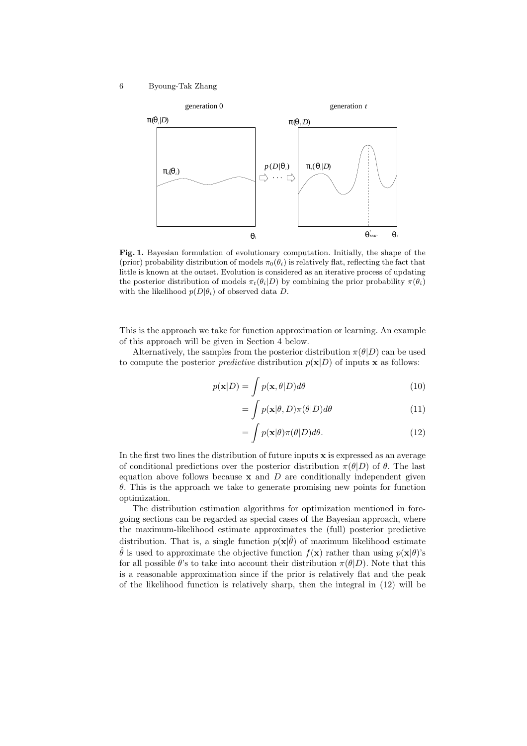**Fig. 1.** Bayesian formulation of evolutionary computation. Initially, the shape of the (prior) probability distribution of models $\pi_0(\theta_i)$ is relatively flat, reflecting the fact that little is known at the outset. Evolution is considered as an iterative process of updating the posterior distribution of models $\pi_t(\theta_i|D)$ by combining the prior probability $\pi(\theta_i)$ with the likelihood $p(D|\theta_i)$ of observed data $D$.

This is the approach we take for function approximation or learning. An example of this approach will be given in Section 4 below.

Alternatively, the samples from the posterior distribution $\pi(\theta|D)$ can be used to compute the posterior *predictive* distribution $p(\mathbf{x}|D)$ of inputs $\mathbf{x}$ as follows:

$$p(\mathbf{x}|D) = \int p(\mathbf{x}, \theta|D) d\theta \tag{10}$$

$$= \int p(\mathbf{x}|\theta, D)\pi(\theta|D) d\theta \tag{11}$$

$$= \int p(\mathbf{x}|\theta)\pi(\theta|D) d\theta. \tag{12}$$

In the first two lines the distribution of future inputs $\mathbf{x}$ is expressed as an average of conditional predictions over the posterior distribution $\pi(\theta|D)$ of $\theta$. The last equation above follows because $\mathbf{x}$ and $D$ are conditionally independent given $\theta$. This is the approach we take to generate promising new points for function optimization.

The distribution estimation algorithms for optimization mentioned in foregoing sections can be regarded as special cases of the Bayesian approach, where the maximum-likelihood estimate approximates the (full) posterior predictive distribution. That is, a single function $p(\mathbf{x}|\hat{\theta})$ of maximum likelihood estimate $\hat{\theta}$ is used to approximate the objective function $f(\mathbf{x})$ rather than using $p(\mathbf{x}|\theta)$'s for all possible $\theta$'s to take into account their distribution $\pi(\theta|D)$. Note that this is a reasonable approximation since if the prior is relatively flat and the peak of the likelihood function is relatively sharp, then the integral in (12) will be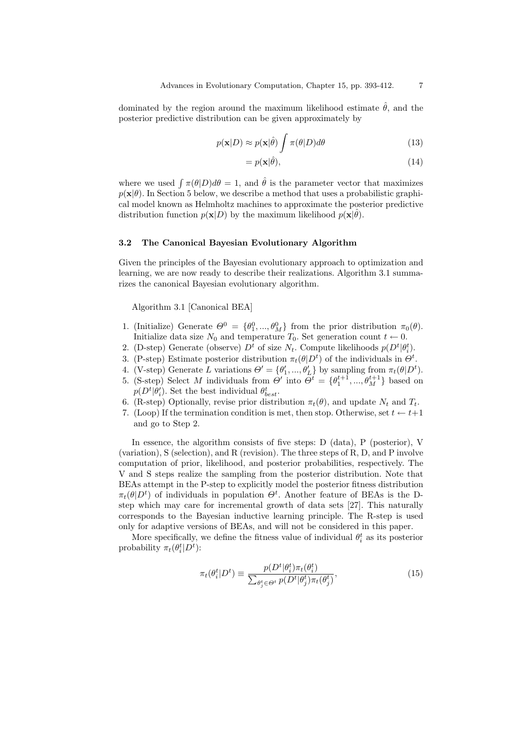dominated by the region around the maximum likelihood estimate $\hat{\theta}$, and the posterior predictive distribution can be given approximately by

$$p(\mathbf{x}|D) \approx p(\mathbf{x}|\hat{\theta}) \int \pi(\theta|D) d\theta \tag{13}$$

$$= p(\mathbf{x}|\hat{\theta}), \tag{14}$$

where we used $\int \pi(\theta|D)d\theta = 1$, and $\hat{\theta}$ is the parameter vector that maximizes $p(\mathbf{x}|\theta)$. In Section 5 below, we describe a method that uses a probabilistic graphical model known as Helmholtz machines to approximate the posterior predictive distribution function $p(\mathbf{x}|D)$ by the maximum likelihood $p(\mathbf{x}|\hat{\theta})$.

### 3.2 The Canonical Bayesian Evolutionary Algorithm

Given the principles of the Bayesian evolutionary approach to optimization and learning, we are now ready to describe their realizations. Algorithm 3.1 summarizes the canonical Bayesian evolutionary algorithm.

Algorithm 3.1 [Canonical BEA]

1. (Initialize) Generate $\Theta^0 = \{\theta_1^0, ..., \theta_M^0\}$ from the prior distribution $\pi_0(\theta)$. Initialize data size $N_0$ and temperature $T_0$. Set generation count $t \leftarrow 0$.
2. (D-step) Generate (observe) $D^t$ of size $N_t$. Compute likelihoods $p(D^t|\theta_i^t)$.
3. (P-step) Estimate posterior distribution $\pi_t(\theta|D^t)$ of the individuals in $\Theta^t$.
4. (V-step) Generate $L$ variations $\Theta' = \{\theta_1', ..., \theta_L'\}$ by sampling from $\pi_t(\theta|D^t)$.
5. (S-step) Select $M$ individuals from $\Theta'$ into $\Theta^t = \{\theta_1^{t+1}, ..., \theta_M^{t+1}\}$ based on $p(D^t|\theta_i')$. Set the best individual $\theta_{best}^t$.
6. (R-step) Optionally, revise prior distribution $\pi_t(\theta)$, and update $N_t$ and $T_t$.
7. (Loop) If the termination condition is met, then stop. Otherwise, set $t \leftarrow t+1$ and go to Step 2.

In essence, the algorithm consists of five steps: D (data), P (posterior), V (variation), S (selection), and R (revision). The three steps of R, D, and P involve computation of prior, likelihood, and posterior probabilities, respectively. The V and S steps realize the sampling from the posterior distribution. Note that BEAs attempt in the P-step to explicitly model the posterior fitness distribution $\pi_t(\theta|D^t)$ of individuals in population $\Theta^t$. Another feature of BEAs is the D-step which may care for incremental growth of data sets [27]. This naturally corresponds to the Bayesian inductive learning principle. The R-step is used only for adaptive versions of BEAs, and will not be considered in this paper.

More specifically, we define the fitness value of individual $\theta_i^t$ as its posterior probability $\pi_t(\theta_i^t|D^t)$:

$$\pi_t(\theta_i^t|D^t) \equiv \frac{p(D^t|\theta_i^t)\pi_t(\theta_i^t)}{\sum_{\theta_j^t \in \Theta^t} p(D^t|\theta_j^t)\pi_t(\theta_j^t)}, \tag{15}$$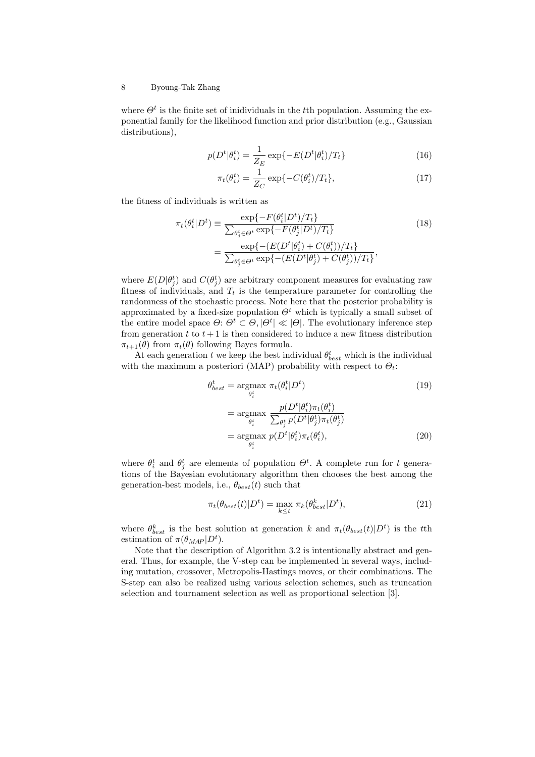where $\Theta^t$ is the finite set of inidividuals in the $t$th population. Assuming the exponential family for the likelihood function and prior distribution (e.g., Gaussian distributions),

$$p(D^t|\theta_i^t) = \frac{1}{Z_E} \exp\{-E(D^t|\theta_i^t)/T_t\} \tag{16}$$

$$\pi_t(\theta_i^t) = \frac{1}{Z_C} \exp\{-C(\theta_i^t)/T_t\}, \tag{17}$$

the fitness of individuals is written as

$$\begin{aligned}
\pi_t(\theta_i^t|D^t) &\equiv \frac{\exp\{-F(\theta_i^t|D^t)/T_t\}}{\sum_{\theta_j^t \in \Theta^t} \exp\{-F(\theta_j^t|D^t)/T_t\}} \qquad (18)\\
&= \frac{\exp\{-(E(D^t|\theta_i^t) + C(\theta_i^t))/T_t\}}{\sum_{\theta_j^t \in \Theta^t} \exp\{-(E(D^t|\theta_j^t) + C(\theta_j^t))/T_t\}},
\end{aligned}$$

where $E(D|\theta_j^t)$ and $C(\theta_j^t)$ are arbitrary component measures for evaluating raw fitness of individuals, and $T_t$ is the temperature parameter for controlling the randomness of the stochastic process. Note here that the posterior probability is approximated by a fixed-size population $\Theta^t$ which is typically a small subset of the entire model space $\Theta$: $\Theta^t \subset \Theta, |\Theta^t| \ll |\Theta|$. The evolutionary inference step from generation $t$ to $t+1$ is then considered to induce a new fitness distribution $\pi_{t+1}(\theta)$ from $\pi_t(\theta)$ following Bayes formula.

At each generation $t$ we keep the best individual $\theta_{best}^t$ which is the individual with the maximum a posteriori (MAP) probability with respect to $\Theta_t$:

$$\begin{aligned}
\theta_{best}^t &= \underset{\theta_i^t}{\operatorname{argmax}}\ \pi_t(\theta_i^t|D^t) \qquad (19)\\
&= \underset{\theta_i^t}{\operatorname{argmax}}\ \frac{p(D^t|\theta_i^t)\pi_t(\theta_i^t)}{\sum_{\theta_j^t} p(D^t|\theta_j^t)\pi_t(\theta_j^t)}\\
&= \underset{\theta_i^t}{\operatorname{argmax}}\ p(D^t|\theta_i^t)\pi_t(\theta_i^t), \qquad (20)
\end{aligned}$$

where $\theta_i^t$ and $\theta_j^t$ are elements of population $\Theta^t$. A complete run for $t$ generations of the Bayesian evolutionary algorithm then chooses the best among the generation-best models, i.e., $\theta_{best}(t)$ such that

$$\pi_t(\theta_{best}(t)|D^t) = \max_{k \le t} \pi_k(\theta_{best}^k|D^t), \tag{21}$$

where $\theta_{best}^k$ is the best solution at generation $k$ and $\pi_t(\theta_{best}(t)|D^t)$ is the $t$th estimation of $\pi(\theta_{MAP}|D^t)$.

Note that the description of Algorithm 3.2 is intentionally abstract and general. Thus, for example, the V-step can be implemented in several ways, including mutation, crossover, Metropolis-Hastings moves, or their combinations. The S-step can also be realized using various selection schemes, such as truncation selection and tournament selection as well as proportional selection [3].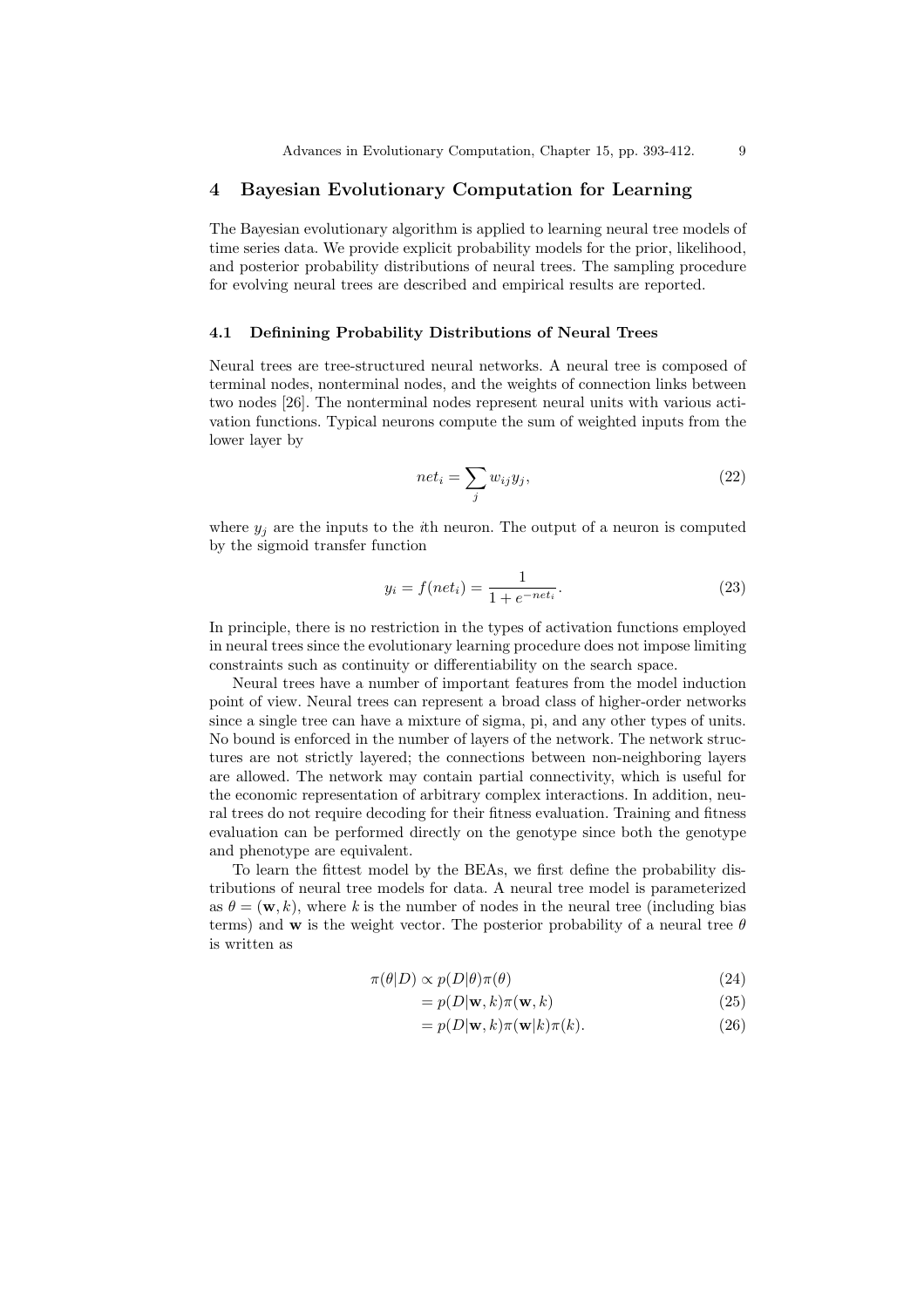## 4 Bayesian Evolutionary Computation for Learning

The Bayesian evolutionary algorithm is applied to learning neural tree models of time series data. We provide explicit probability models for the prior, likelihood, and posterior probability distributions of neural trees. The sampling procedure for evolving neural trees are described and empirical results are reported.

### 4.1 Definining Probability Distributions of Neural Trees

Neural trees are tree-structured neural networks. A neural tree is composed of terminal nodes, nonterminal nodes, and the weights of connection links between two nodes [26]. The nonterminal nodes represent neural units with various activation functions. Typical neurons compute the sum of weighted inputs from the lower layer by

$$net_i = \sum_j w_{ij} y_j, \tag{22}$$

where $y_j$ are the inputs to the $i$th neuron. The output of a neuron is computed by the sigmoid transfer function

$$y_i = f(net_i) = \frac{1}{1 + e^{-net_i}}. \tag{23}$$

In principle, there is no restriction in the types of activation functions employed in neural trees since the evolutionary learning procedure does not impose limiting constraints such as continuity or differentiability on the search space.

Neural trees have a number of important features from the model induction point of view. Neural trees can represent a broad class of higher-order networks since a single tree can have a mixture of sigma, pi, and any other types of units. No bound is enforced in the number of layers of the network. The network structures are not strictly layered; the connections between non-neighboring layers are allowed. The network may contain partial connectivity, which is useful for the economic representation of arbitrary complex interactions. In addition, neural trees do not require decoding for their fitness evaluation. Training and fitness evaluation can be performed directly on the genotype since both the genotype and phenotype are equivalent.

To learn the fittest model by the BEAs, we first define the probability distributions of neural tree models for data. A neural tree model is parameterized as $\theta = (\mathbf{w}, k)$, where $k$ is the number of nodes in the neural tree (including bias terms) and $\mathbf{w}$ is the weight vector. The posterior probability of a neural tree $\theta$ is written as

$$\pi(\theta|D) \propto p(D|\theta)\pi(\theta) \tag{24}$$

$$= p(D|\mathbf{w}, k)\pi(\mathbf{w}, k) \tag{25}$$

$$= p(D|\mathbf{w}, k)\pi(\mathbf{w}|k)\pi(k). \tag{26}$$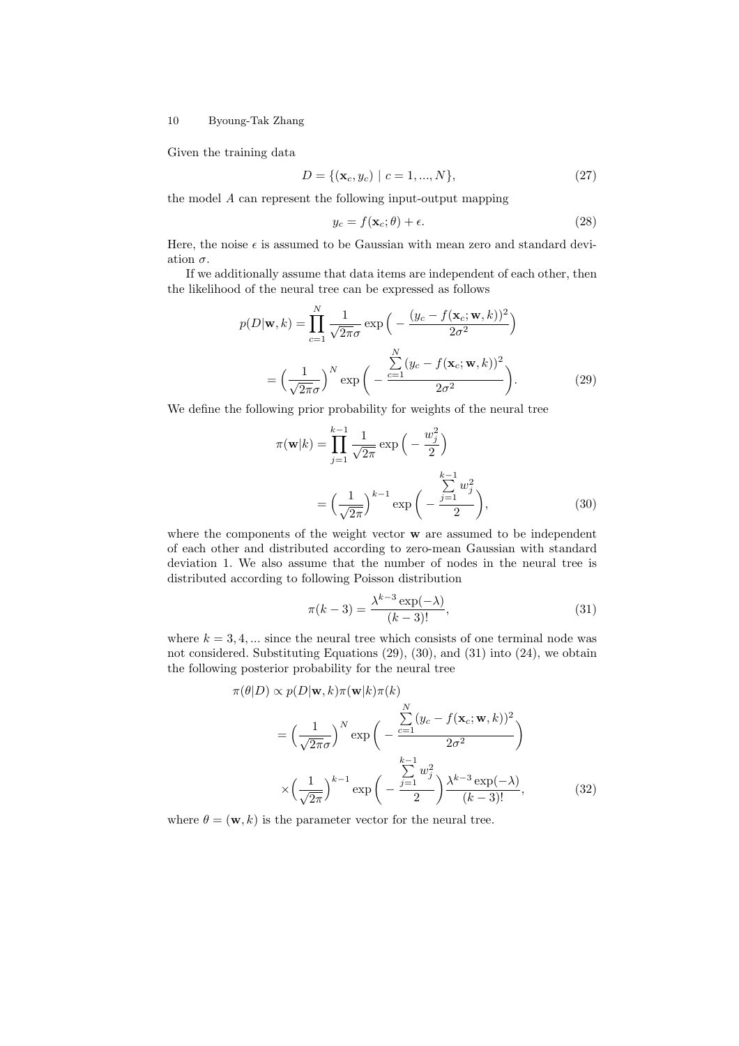Given the training data

$$D = \{(\mathbf{x}_c, y_c) \mid c = 1, ..., N\}, \tag{27}$$

the model $A$ can represent the following input-output mapping

$$y_c = f(\mathbf{x}_c; \theta) + \epsilon. \tag{28}$$

Here, the noise $\epsilon$ is assumed to be Gaussian with mean zero and standard deviation $\sigma$.

If we additionally assume that data items are independent of each other, then the likelihood of the neural tree can be expressed as follows

$$\begin{aligned} p(D|\mathbf{w}, k) &= \prod_{c=1}^{N} \frac{1}{\sqrt{2\pi}\sigma} \exp\Big( - \frac{(y_c - f(\mathbf{x}_c; \mathbf{w}, k))^2}{2\sigma^2} \Big) \\ &= \Big( \frac{1}{\sqrt{2\pi}\sigma} \Big)^N \exp\Bigg( - \frac{\sum_{c=1}^{N} (y_c - f(\mathbf{x}_c; \mathbf{w}, k))^2}{2\sigma^2} \Bigg). \end{aligned} \tag{29}$$

We define the following prior probability for weights of the neural tree

$$\begin{aligned} \pi(\mathbf{w}|k) &= \prod_{j=1}^{k-1} \frac{1}{\sqrt{2\pi}} \exp\Big( - \frac{w_j^2}{2} \Big) \\ &= \Big( \frac{1}{\sqrt{2\pi}} \Big)^{k-1} \exp\Bigg( - \frac{\sum_{j=1}^{k-1} w_j^2}{2} \Bigg), \end{aligned} \tag{30}$$

where the components of the weight vector $\mathbf{w}$ are assumed to be independent of each other and distributed according to zero-mean Gaussian with standard deviation 1. We also assume that the number of nodes in the neural tree is distributed according to following Poisson distribution

$$\pi(k-3) = \frac{\lambda^{k-3} \exp(-\lambda)}{(k-3)!}, \tag{31}$$

where $k = 3, 4, ...$ since the neural tree which consists of one terminal node was not considered. Substituting Equations (29), (30), and (31) into (24), we obtain the following posterior probability for the neural tree

$$\begin{aligned} \pi(\theta|D) &\propto p(D|\mathbf{w}, k)\pi(\mathbf{w}|k)\pi(k) \\ &= \Big( \frac{1}{\sqrt{2\pi}\sigma} \Big)^N \exp\Bigg( - \frac{\sum_{c=1}^{N} (y_c - f(\mathbf{x}_c; \mathbf{w}, k))^2}{2\sigma^2} \Bigg) \\ &\times \Big( \frac{1}{\sqrt{2\pi}} \Big)^{k-1} \exp\Bigg( - \frac{\sum_{j=1}^{k-1} w_j^2}{2} \Bigg) \frac{\lambda^{k-3} \exp(-\lambda)}{(k-3)!}, \end{aligned} \tag{32}$$

where $\theta = (\mathbf{w}, k)$ is the parameter vector for the neural tree.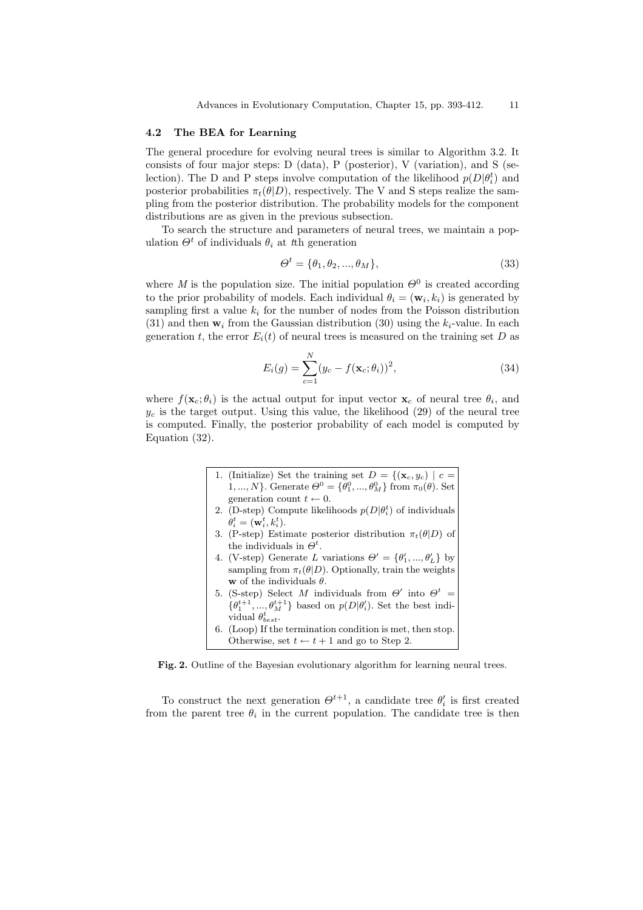### 4.2 The BEA for Learning

The general procedure for evolving neural trees is similar to Algorithm 3.2. It consists of four major steps: D (data), P (posterior), V (variation), and S (selection). The D and P steps involve computation of the likelihood $p(D|\theta_i^t)$ and posterior probabilities $\pi_t(\theta|D)$, respectively. The V and S steps realize the sampling from the posterior distribution. The probability models for the component distributions are as given in the previous subsection.

To search the structure and parameters of neural trees, we maintain a population $\Theta^t$ of individuals $\theta_i$ at $t$th generation

$$\Theta^t = \{\theta_1, \theta_2, ..., \theta_M\}, \tag{33}$$

where $M$ is the population size. The initial population $\Theta^0$ is created according to the prior probability of models. Each individual $\theta_i = (\mathbf{w}_i, k_i)$ is generated by sampling first a value $k_i$ for the number of nodes from the Poisson distribution (31) and then $\mathbf{w}_i$ from the Gaussian distribution (30) using the $k_i$-value. In each generation $t$, the error $E_i(t)$ of neural trees is measured on the training set $D$ as

$$E_i(g) = \sum_{c=1}^{N} (y_c - f(\mathbf{x}_c; \theta_i))^2, \tag{34}$$

where $f(\mathbf{x}_c; \theta_i)$ is the actual output for input vector $\mathbf{x}_c$ of neural tree $\theta_i$, and $y_c$ is the target output. Using this value, the likelihood (29) of the neural tree is computed. Finally, the posterior probability of each model is computed by Equation (32).

1. (Initialize) Set the training set $D = \{(\mathbf{x}_c, y_c) \mid c = 1, ..., N\}$. Generate $\Theta^0 = \{\theta_1^0, ..., \theta_M^0\}$ from $\pi_0(\theta)$. Set generation count $t \leftarrow 0$.
2. (D-step) Compute likelihoods $p(D|\theta_i^t)$ of individuals $\theta_i^t = (\mathbf{w}_i^t, k_i^t)$.
3. (P-step) Estimate posterior distribution $\pi_t(\theta|D)$ of the individuals in $\Theta^t$.
4. (V-step) Generate $L$ variations $\Theta' = \{\theta_1', ..., \theta_L'\}$ by sampling from $\pi_t(\theta|D)$. Optionally, train the weights $\mathbf{w}$ of the individuals $\theta$.
5. (S-step) Select $M$ individuals from $\Theta'$ into $\Theta^t = \{\theta_1^{t+1}, ..., \theta_M^{t+1}\}$ based on $p(D|\theta_i')$. Set the best individual $\theta_{best}^t$.
6. (Loop) If the termination condition is met, then stop. Otherwise, set $t \leftarrow t + 1$ and go to Step 2.

**Fig. 2.** Outline of the Bayesian evolutionary algorithm for learning neural trees.

To construct the next generation $\Theta^{t+1}$, a candidate tree $\theta_i'$ is first created from the parent tree $\theta_i$ in the current population. The candidate tree is then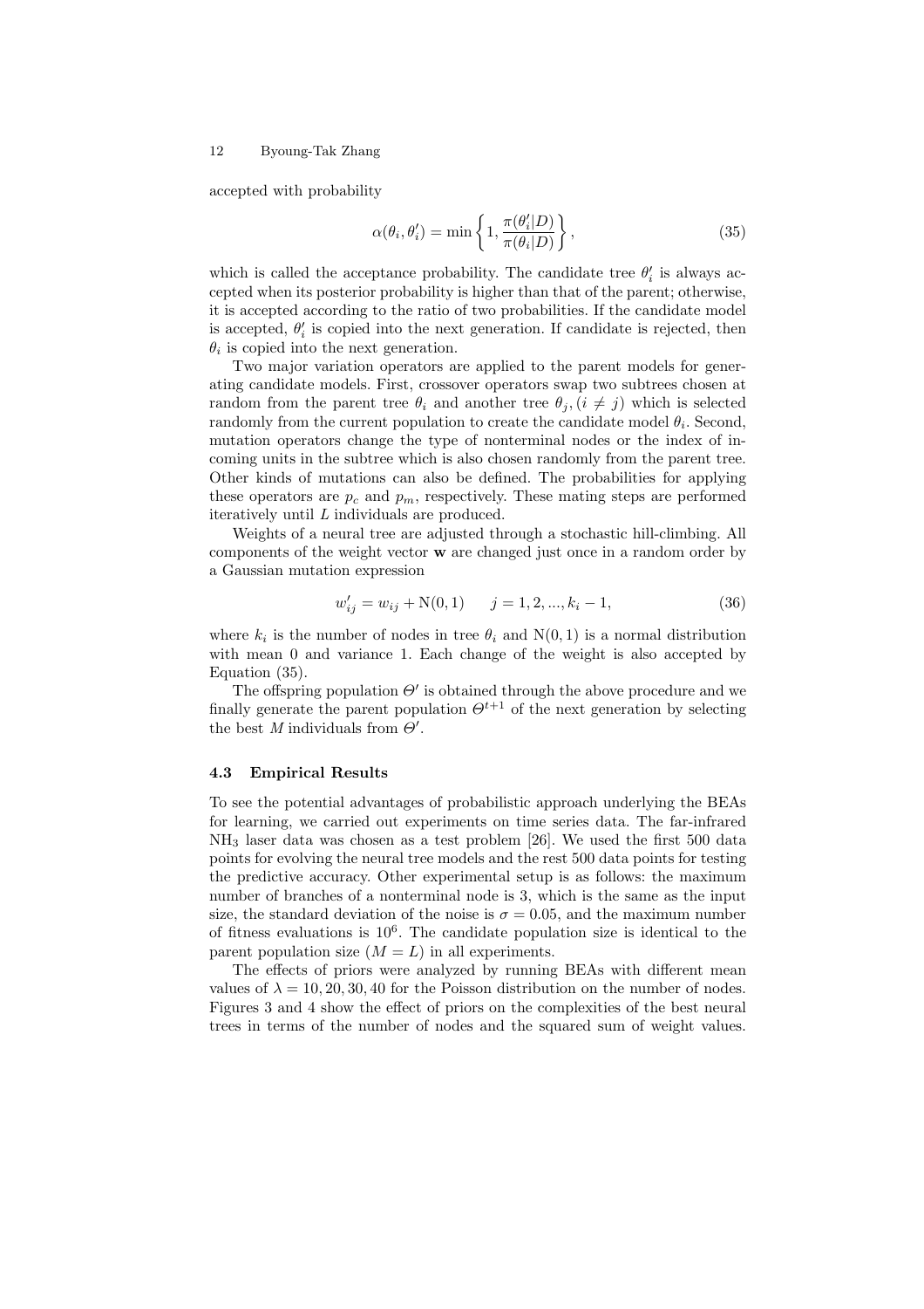accepted with probability

$$\alpha(\theta_i, \theta_i') = \min\left\{1, \frac{\pi(\theta_i'|D)}{\pi(\theta_i|D)}\right\}, \tag{35}$$

which is called the acceptance probability. The candidate tree $\theta_i'$ is always accepted when its posterior probability is higher than that of the parent; otherwise, it is accepted according to the ratio of two probabilities. If the candidate model is accepted, $\theta_i'$ is copied into the next generation. If candidate is rejected, then $\theta_i$ is copied into the next generation.

Two major variation operators are applied to the parent models for generating candidate models. First, crossover operators swap two subtrees chosen at random from the parent tree $\theta_i$ and another tree $\theta_j, (i \neq j)$ which is selected randomly from the current population to create the candidate model $\theta_i$. Second, mutation operators change the type of nonterminal nodes or the index of incoming units in the subtree which is also chosen randomly from the parent tree. Other kinds of mutations can also be defined. The probabilities for applying these operators are $p_c$ and $p_m$, respectively. These mating steps are performed iteratively until $L$ individuals are produced.

Weights of a neural tree are adjusted through a stochastic hill-climbing. All components of the weight vector $\mathbf{w}$ are changed just once in a random order by a Gaussian mutation expression

$$w_{ij}' = w_{ij} + \mathrm{N}(0,1) \qquad j = 1, 2, ..., k_i - 1, \tag{36}$$

where $k_i$ is the number of nodes in tree $\theta_i$ and $\mathrm{N}(0,1)$ is a normal distribution with mean 0 and variance 1. Each change of the weight is also accepted by Equation (35).

The offspring population $\Theta'$ is obtained through the above procedure and we finally generate the parent population $\Theta^{t+1}$ of the next generation by selecting the best $M$ individuals from $\Theta'$.

### 4.3 Empirical Results

To see the potential advantages of probabilistic approach underlying the BEAs for learning, we carried out experiments on time series data. The far-infrared $NH_3$ laser data was chosen as a test problem [26]. We used the first 500 data points for evolving the neural tree models and the rest 500 data points for testing the predictive accuracy. Other experimental setup is as follows: the maximum number of branches of a nonterminal node is 3, which is the same as the input size, the standard deviation of the noise is $\sigma = 0.05$, and the maximum number of fitness evaluations is $10^6$. The candidate population size is identical to the parent population size ($M = L$) in all experiments.

The effects of priors were analyzed by running BEAs with different mean values of $\lambda = 10, 20, 30, 40$ for the Poisson distribution on the number of nodes. Figures 3 and 4 show the effect of priors on the complexities of the best neural trees in terms of the number of nodes and the squared sum of weight values.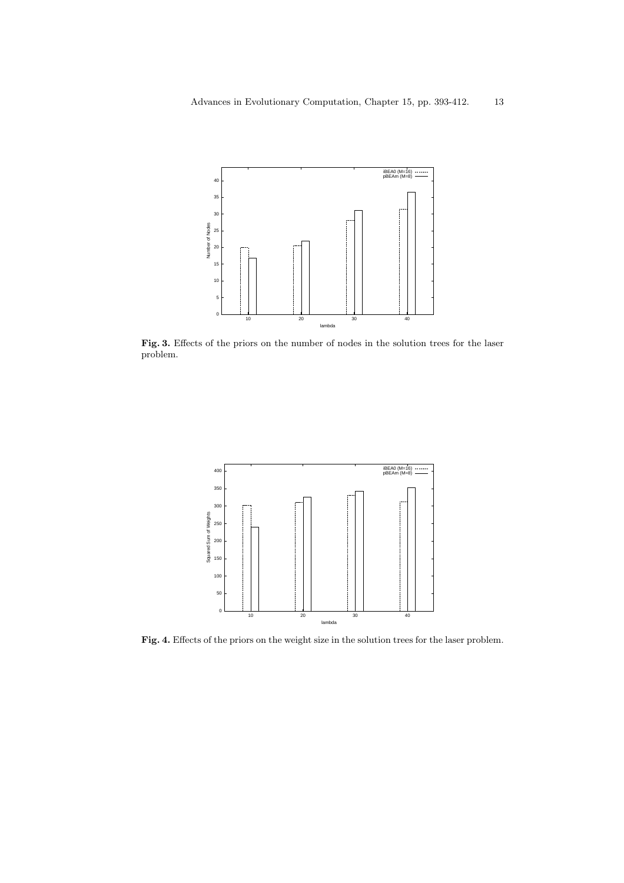**Fig. 3.** Effects of the priors on the number of nodes in the solution trees for the laser problem.

**Fig. 4.** Effects of the priors on the weight size in the solution trees for the laser problem.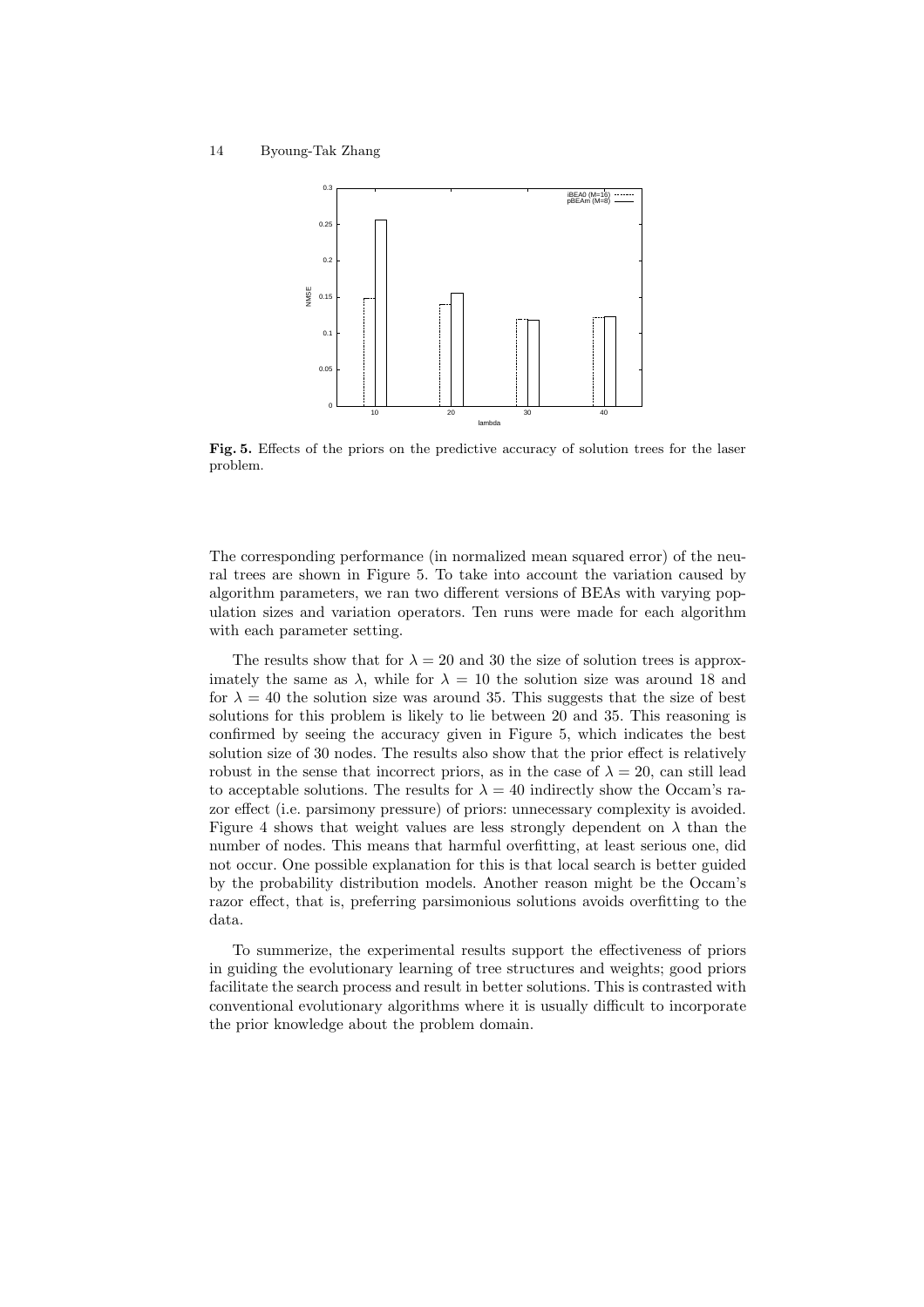**Fig. 5.** Effects of the priors on the predictive accuracy of solution trees for the laser problem.

The corresponding performance (in normalized mean squared error) of the neural trees are shown in Figure 5. To take into account the variation caused by algorithm parameters, we ran two different versions of BEAs with varying population sizes and variation operators. Ten runs were made for each algorithm with each parameter setting.

The results show that for $\lambda = 20$ and 30 the size of solution trees is approximately the same as $\lambda$, while for $\lambda = 10$ the solution size was around 18 and for $\lambda = 40$ the solution size was around 35. This suggests that the size of best solutions for this problem is likely to lie between 20 and 35. This reasoning is confirmed by seeing the accuracy given in Figure 5, which indicates the best solution size of 30 nodes. The results also show that the prior effect is relatively robust in the sense that incorrect priors, as in the case of $\lambda = 20$, can still lead to acceptable solutions. The results for $\lambda = 40$ indirectly show the Occam's razor effect (i.e. parsimony pressure) of priors: unnecessary complexity is avoided. Figure 4 shows that weight values are less strongly dependent on $\lambda$ than the number of nodes. This means that harmful overfitting, at least serious one, did not occur. One possible explanation for this is that local search is better guided by the probability distribution models. Another reason might be the Occam's razor effect, that is, preferring parsimonious solutions avoids overfitting to the data.

To summerize, the experimental results support the effectiveness of priors in guiding the evolutionary learning of tree structures and weights; good priors facilitate the search process and result in better solutions. This is contrasted with conventional evolutionary algorithms where it is usually difficult to incorporate the prior knowledge about the problem domain.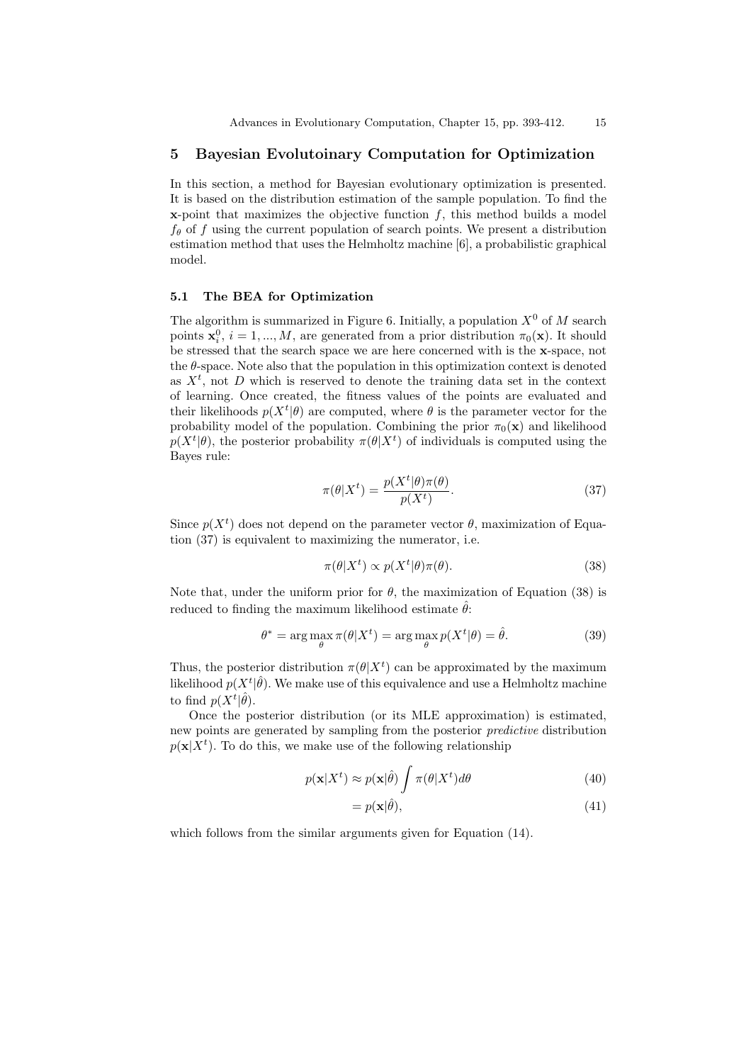## 5 Bayesian Evolutoinary Computation for Optimization

In this section, a method for Bayesian evolutionary optimization is presented. It is based on the distribution estimation of the sample population. To find the $\mathbf{x}$-point that maximizes the objective function $f$, this method builds a model $f_\theta$ of $f$ using the current population of search points. We present a distribution estimation method that uses the Helmholtz machine [6], a probabilistic graphical model.

### 5.1 The BEA for Optimization

The algorithm is summarized in Figure 6. Initially, a population $X^0$ of $M$ search points $\mathbf{x}_i^0$, $i = 1, ..., M$, are generated from a prior distribution $\pi_0(\mathbf{x})$. It should be stressed that the search space we are here concerned with is the $\mathbf{x}$-space, not the $\theta$-space. Note also that the population in this optimization context is denoted as $X^t$, not $D$ which is reserved to denote the training data set in the context of learning. Once created, the fitness values of the points are evaluated and their likelihoods $p(X^t|\theta)$ are computed, where $\theta$ is the parameter vector for the probability model of the population. Combining the prior $\pi_0(\mathbf{x})$ and likelihood $p(X^t|\theta)$, the posterior probability $\pi(\theta|X^t)$ of individuals is computed using the Bayes rule:

$$\pi(\theta|X^t) = \frac{p(X^t|\theta)\pi(\theta)}{p(X^t)}. \tag{37}$$

Since $p(X^t)$ does not depend on the parameter vector $\theta$, maximization of Equation (37) is equivalent to maximizing the numerator, i.e.

$$\pi(\theta|X^t) \propto p(X^t|\theta)\pi(\theta). \tag{38}$$

Note that, under the uniform prior for $\theta$, the maximization of Equation (38) is reduced to finding the maximum likelihood estimate $\hat{\theta}$:

$$\theta^* = \arg\max_\theta \pi(\theta|X^t) = \arg\max_\theta p(X^t|\theta) = \hat{\theta}. \tag{39}$$

Thus, the posterior distribution $\pi(\theta|X^t)$ can be approximated by the maximum likelihood $p(X^t|\hat{\theta})$. We make use of this equivalence and use a Helmholtz machine to find $p(X^t|\hat{\theta})$.

Once the posterior distribution (or its MLE approximation) is estimated, new points are generated by sampling from the posterior *predictive* distribution $p(\mathbf{x}|X^t)$. To do this, we make use of the following relationship

$$p(\mathbf{x}|X^t) \approx p(\mathbf{x}|\hat{\theta}) \int \pi(\theta|X^t) d\theta \tag{40}$$

$$= p(\mathbf{x}|\hat{\theta}), \tag{41}$$

which follows from the similar arguments given for Equation (14).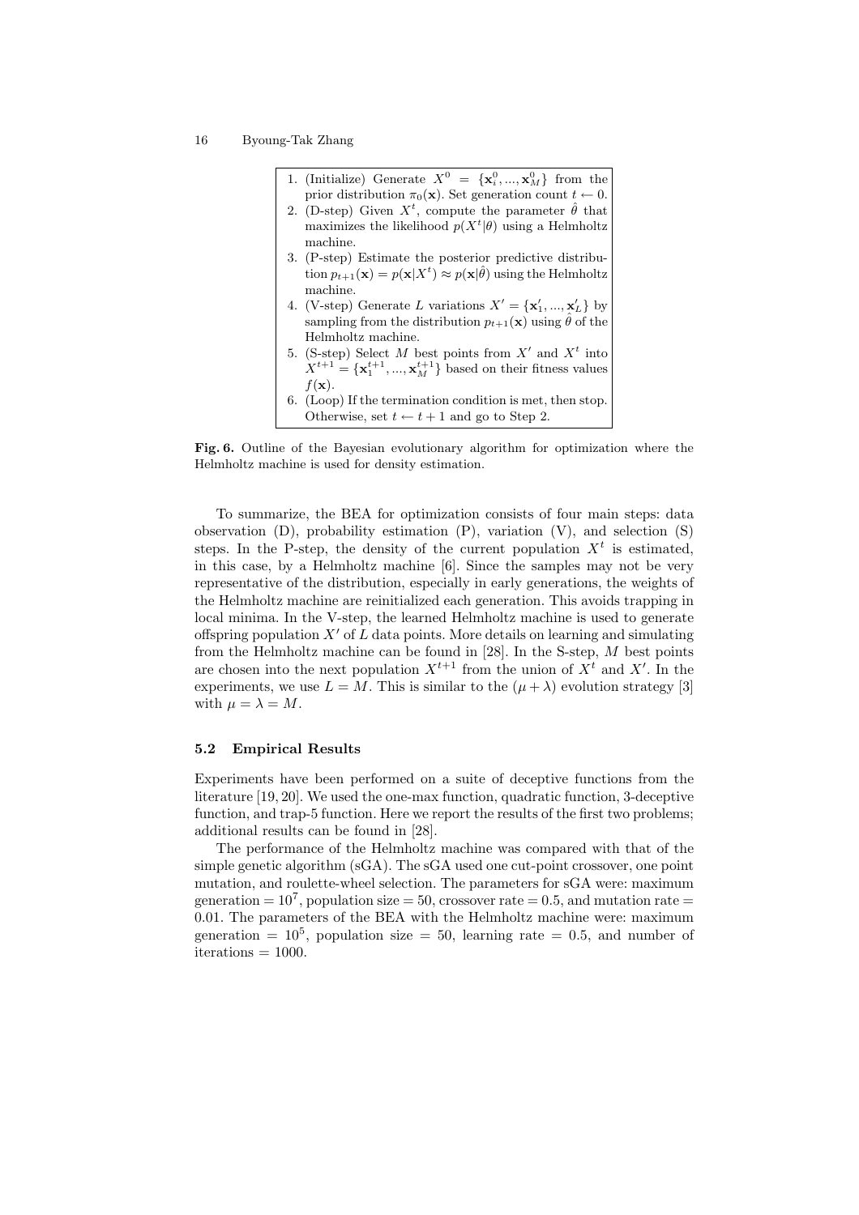1. (Initialize) Generate $X^0 = \{\mathbf{x}_i^0, ..., \mathbf{x}_M^0\}$ from the prior distribution $\pi_0(\mathbf{x})$. Set generation count $t \leftarrow 0$.
2. (D-step) Given $X^t$, compute the parameter $\hat{\theta}$ that maximizes the likelihood $p(X^t|\theta)$ using a Helmholtz machine.
3. (P-step) Estimate the posterior predictive distribution $p_{t+1}(\mathbf{x}) = p(\mathbf{x}|X^t) \approx p(\mathbf{x}|\hat{\theta})$ using the Helmholtz machine.
4. (V-step) Generate $L$ variations $X' = \{\mathbf{x}'_1, ..., \mathbf{x}'_L\}$ by sampling from the distribution $p_{t+1}(\mathbf{x})$ using $\hat{\theta}$ of the Helmholtz machine.
5. (S-step) Select $M$ best points from $X'$ and $X^t$ into $X^{t+1} = \{\mathbf{x}_1^{t+1}, ..., \mathbf{x}_M^{t+1}\}$ based on their fitness values $f(\mathbf{x})$.
6. (Loop) If the termination condition is met, then stop. Otherwise, set $t \leftarrow t + 1$ and go to Step 2.

**Fig. 6.** Outline of the Bayesian evolutionary algorithm for optimization where the Helmholtz machine is used for density estimation.

To summarize, the BEA for optimization consists of four main steps: data observation (D), probability estimation (P), variation (V), and selection (S) steps. In the P-step, the density of the current population $X^t$ is estimated, in this case, by a Helmholtz machine [6]. Since the samples may not be very representative of the distribution, especially in early generations, the weights of the Helmholtz machine are reinitialized each generation. This avoids trapping in local minima. In the V-step, the learned Helmholtz machine is used to generate offspring population $X'$ of $L$ data points. More details on learning and simulating from the Helmholtz machine can be found in [28]. In the S-step, $M$ best points are chosen into the next population $X^{t+1}$ from the union of $X^t$ and $X'$. In the experiments, we use $L = M$. This is similar to the $(\mu + \lambda)$ evolution strategy [3] with $\mu = \lambda = M$.

### 5.2 Empirical Results

Experiments have been performed on a suite of deceptive functions from the literature [19, 20]. We used the one-max function, quadratic function, 3-deceptive function, and trap-5 function. Here we report the results of the first two problems; additional results can be found in [28].

The performance of the Helmholtz machine was compared with that of the simple genetic algorithm (sGA). The sGA used one cut-point crossover, one point mutation, and roulette-wheel selection. The parameters for sGA were: maximum generation $= 10^7$, population size $= 50$, crossover rate $= 0.5$, and mutation rate $= 0.01$. The parameters of the BEA with the Helmholtz machine were: maximum generation $= 10^5$, population size $= 50$, learning rate $= 0.5$, and number of iterations $= 1000$.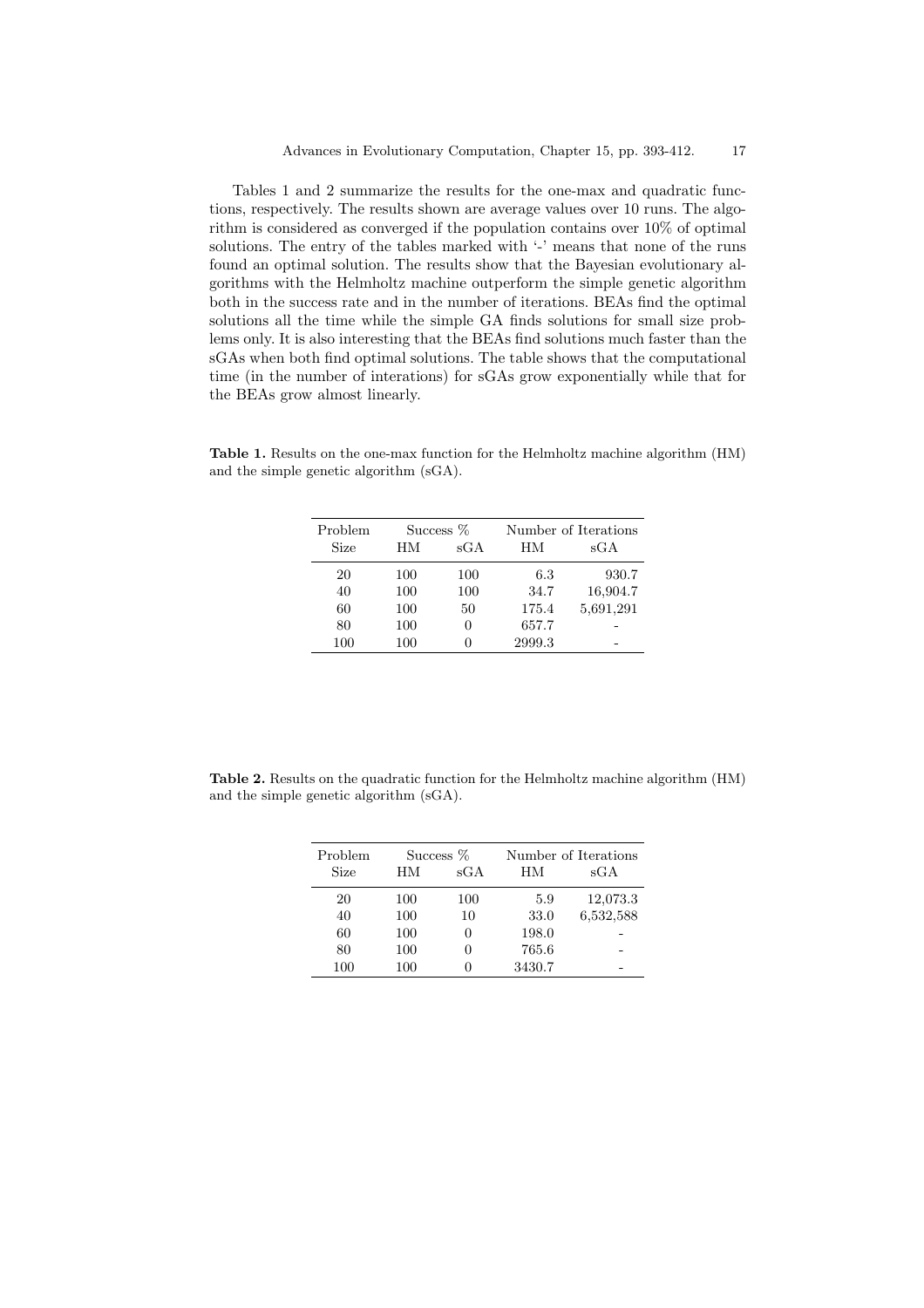Tables 1 and 2 summarize the results for the one-max and quadratic functions, respectively. The results shown are average values over 10 runs. The algorithm is considered as converged if the population contains over 10% of optimal solutions. The entry of the tables marked with '-' means that none of the runs found an optimal solution. The results show that the Bayesian evolutionary algorithms with the Helmholtz machine outperform the simple genetic algorithm both in the success rate and in the number of iterations. BEAs find the optimal solutions all the time while the simple GA finds solutions for small size problems only. It is also interesting that the BEAs find solutions much faster than the sGAs when both find optimal solutions. The table shows that the computational time (in the number of interations) for sGAs grow exponentially while that for the BEAs grow almost linearly.

**Table 1.** Results on the one-max function for the Helmholtz machine algorithm (HM) and the simple genetic algorithm (sGA).

| Problem Size | Success % | | Number of Iterations | |
|---|---|---|---|---|
| | HM | sGA | HM | sGA |
| 20 | 100 | 100 | 6.3 | 930.7 |
| 40 | 100 | 100 | 34.7 | 16,904.7 |
| 60 | 100 | 50 | 175.4 | 5,691,291 |
| 80 | 100 | 0 | 657.7 | - |
| 100 | 100 | 0 | 2999.3 | - |

**Table 2.** Results on the quadratic function for the Helmholtz machine algorithm (HM) and the simple genetic algorithm (sGA).

| Problem Size | Success % | | Number of Iterations | |
|---|---|---|---|---|
| | HM | sGA | HM | sGA |
| 20 | 100 | 100 | 5.9 | 12,073.3 |
| 40 | 100 | 10 | 33.0 | 6,532,588 |
| 60 | 100 | 0 | 198.0 | - |
| 80 | 100 | 0 | 765.6 | - |
| 100 | 100 | 0 | 3430.7 | - |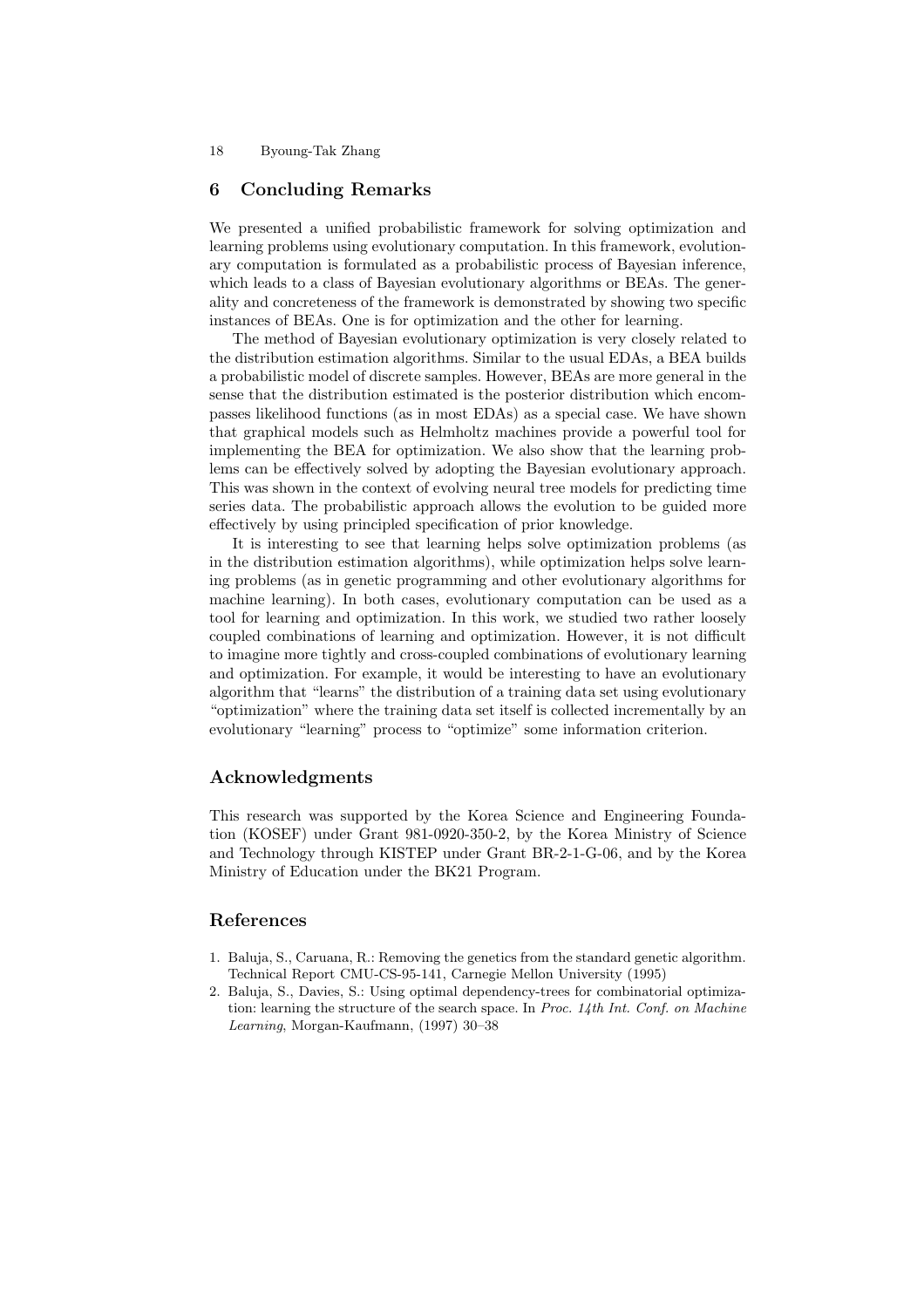## 6 Concluding Remarks

We presented a unified probabilistic framework for solving optimization and learning problems using evolutionary computation. In this framework, evolutionary computation is formulated as a probabilistic process of Bayesian inference, which leads to a class of Bayesian evolutionary algorithms or BEAs. The generality and concreteness of the framework is demonstrated by showing two specific instances of BEAs. One is for optimization and the other for learning.

The method of Bayesian evolutionary optimization is very closely related to the distribution estimation algorithms. Similar to the usual EDAs, a BEA builds a probabilistic model of discrete samples. However, BEAs are more general in the sense that the distribution estimated is the posterior distribution which encompasses likelihood functions (as in most EDAs) as a special case. We have shown that graphical models such as Helmholtz machines provide a powerful tool for implementing the BEA for optimization. We also show that the learning problems can be effectively solved by adopting the Bayesian evolutionary approach. This was shown in the context of evolving neural tree models for predicting time series data. The probabilistic approach allows the evolution to be guided more effectively by using principled specification of prior knowledge.

It is interesting to see that learning helps solve optimization problems (as in the distribution estimation algorithms), while optimization helps solve learning problems (as in genetic programming and other evolutionary algorithms for machine learning). In both cases, evolutionary computation can be used as a tool for learning and optimization. In this work, we studied two rather loosely coupled combinations of learning and optimization. However, it is not difficult to imagine more tightly and cross-coupled combinations of evolutionary learning and optimization. For example, it would be interesting to have an evolutionary algorithm that "learns" the distribution of a training data set using evolutionary "optimization" where the training data set itself is collected incrementally by an evolutionary "learning" process to "optimize" some information criterion.

## Acknowledgments

This research was supported by the Korea Science and Engineering Foundation (KOSEF) under Grant 981-0920-350-2, by the Korea Ministry of Science and Technology through KISTEP under Grant BR-2-1-G-06, and by the Korea Ministry of Education under the BK21 Program.

## References

1. Baluja, S., Caruana, R.: Removing the genetics from the standard genetic algorithm. Technical Report CMU-CS-95-141, Carnegie Mellon University (1995)
2. Baluja, S., Davies, S.: Using optimal dependency-trees for combinatorial optimization: learning the structure of the search space. In *Proc. 14th Int. Conf. on Machine Learning*, Morgan-Kaufmann, (1997) 30–38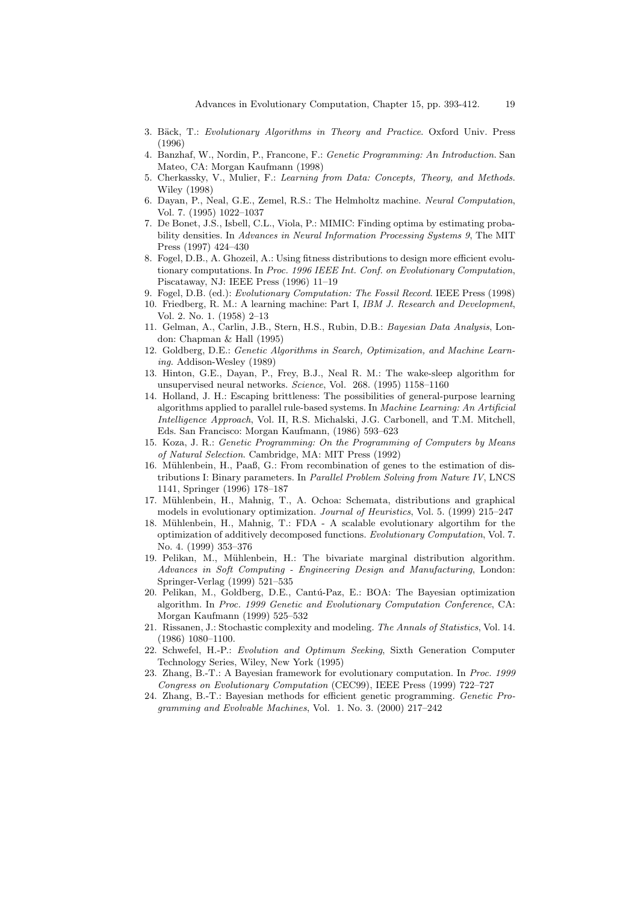3. Bäck, T.: *Evolutionary Algorithms in Theory and Practice*. Oxford Univ. Press (1996)
4. Banzhaf, W., Nordin, P., Francone, F.: *Genetic Programming: An Introduction*. San Mateo, CA: Morgan Kaufmann (1998)
5. Cherkassky, V., Mulier, F.: *Learning from Data: Concepts, Theory, and Methods*. Wiley (1998)
6. Dayan, P., Neal, G.E., Zemel, R.S.: The Helmholtz machine. *Neural Computation*, Vol. 7. (1995) 1022–1037
7. De Bonet, J.S., Isbell, C.L., Viola, P.: MIMIC: Finding optima by estimating probability densities. In *Advances in Neural Information Processing Systems 9*, The MIT Press (1997) 424–430
8. Fogel, D.B., A. Ghozeil, A.: Using fitness distributions to design more efficient evolutionary computations. In *Proc. 1996 IEEE Int. Conf. on Evolutionary Computation*, Piscataway, NJ: IEEE Press (1996) 11–19
9. Fogel, D.B. (ed.): *Evolutionary Computation: The Fossil Record*. IEEE Press (1998)
10. Friedberg, R. M.: A learning machine: Part I, *IBM J. Research and Development*, Vol. 2. No. 1. (1958) 2–13
11. Gelman, A., Carlin, J.B., Stern, H.S., Rubin, D.B.: *Bayesian Data Analysis*, London: Chapman & Hall (1995)
12. Goldberg, D.E.: *Genetic Algorithms in Search, Optimization, and Machine Learning*. Addison-Wesley (1989)
13. Hinton, G.E., Dayan, P., Frey, B.J., Neal R. M.: The wake-sleep algorithm for unsupervised neural networks. *Science*, Vol. 268. (1995) 1158–1160
14. Holland, J. H.: Escaping brittleness: The possibilities of general-purpose learning algorithms applied to parallel rule-based systems. In *Machine Learning: An Artificial Intelligence Approach*, Vol. II, R.S. Michalski, J.G. Carbonell, and T.M. Mitchell, Eds. San Francisco: Morgan Kaufmann, (1986) 593–623
15. Koza, J. R.: *Genetic Programming: On the Programming of Computers by Means of Natural Selection*. Cambridge, MA: MIT Press (1992)
16. Mühlenbein, H., Paaß, G.: From recombination of genes to the estimation of distributions I: Binary parameters. In *Parallel Problem Solving from Nature IV*, LNCS 1141, Springer (1996) 178–187
17. Mühlenbein, H., Mahnig, T., A. Ochoa: Schemata, distributions and graphical models in evolutionary optimization. *Journal of Heuristics*, Vol. 5. (1999) 215–247
18. Mühlenbein, H., Mahnig, T.: FDA - A scalable evolutionary algortihm for the optimization of additively decomposed functions. *Evolutionary Computation*, Vol. 7. No. 4. (1999) 353–376
19. Pelikan, M., Mühlenbein, H.: The bivariate marginal distribution algorithm. *Advances in Soft Computing - Engineering Design and Manufacturing*, London: Springer-Verlag (1999) 521–535
20. Pelikan, M., Goldberg, D.E., Cantú-Paz, E.: BOA: The Bayesian optimization algorithm. In *Proc. 1999 Genetic and Evolutionary Computation Conference*, CA: Morgan Kaufmann (1999) 525–532
21. Rissanen, J.: Stochastic complexity and modeling. *The Annals of Statistics*, Vol. 14. (1986) 1080–1100.
22. Schwefel, H.-P.: *Evolution and Optimum Seeking*, Sixth Generation Computer Technology Series, Wiley, New York (1995)
23. Zhang, B.-T.: A Bayesian framework for evolutionary computation. In *Proc. 1999 Congress on Evolutionary Computation* (CEC99), IEEE Press (1999) 722–727
24. Zhang, B.-T.: Bayesian methods for efficient genetic programming. *Genetic Programming and Evolvable Machines*, Vol. 1. No. 3. (2000) 217–242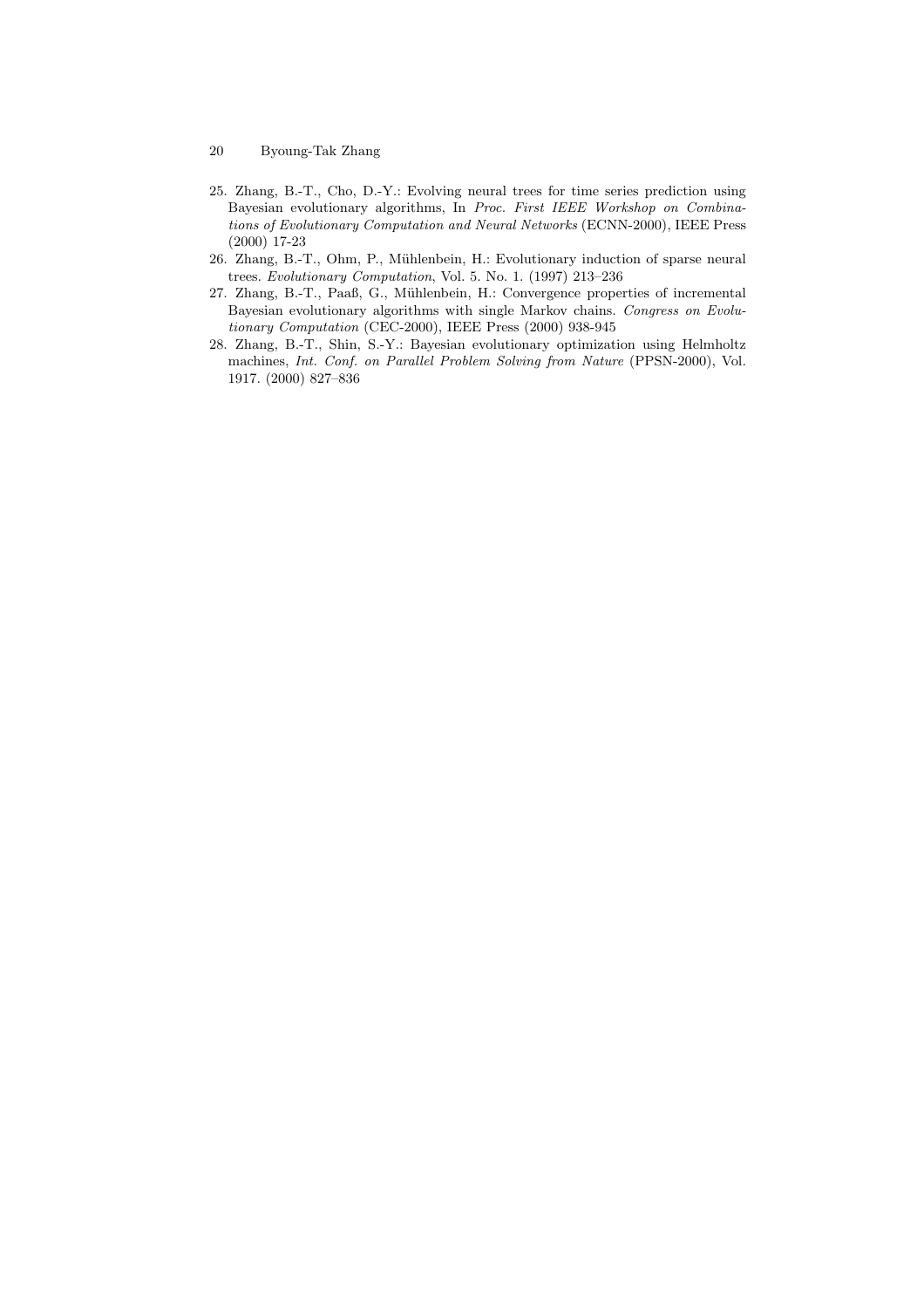25. Zhang, B.-T., Cho, D.-Y.: Evolving neural trees for time series prediction using Bayesian evolutionary algorithms, In *Proc. First IEEE Workshop on Combinations of Evolutionary Computation and Neural Networks* (ECNN-2000), IEEE Press (2000) 17-23
26. Zhang, B.-T., Ohm, P., Mühlenbein, H.: Evolutionary induction of sparse neural trees. *Evolutionary Computation*, Vol. 5. No. 1. (1997) 213–236
27. Zhang, B.-T., Paaß, G., Mühlenbein, H.: Convergence properties of incremental Bayesian evolutionary algorithms with single Markov chains. *Congress on Evolutionary Computation* (CEC-2000), IEEE Press (2000) 938-945
28. Zhang, B.-T., Shin, S.-Y.: Bayesian evolutionary optimization using Helmholtz machines, *Int. Conf. on Parallel Problem Solving from Nature* (PPSN-2000), Vol. 1917. (2000) 827–836